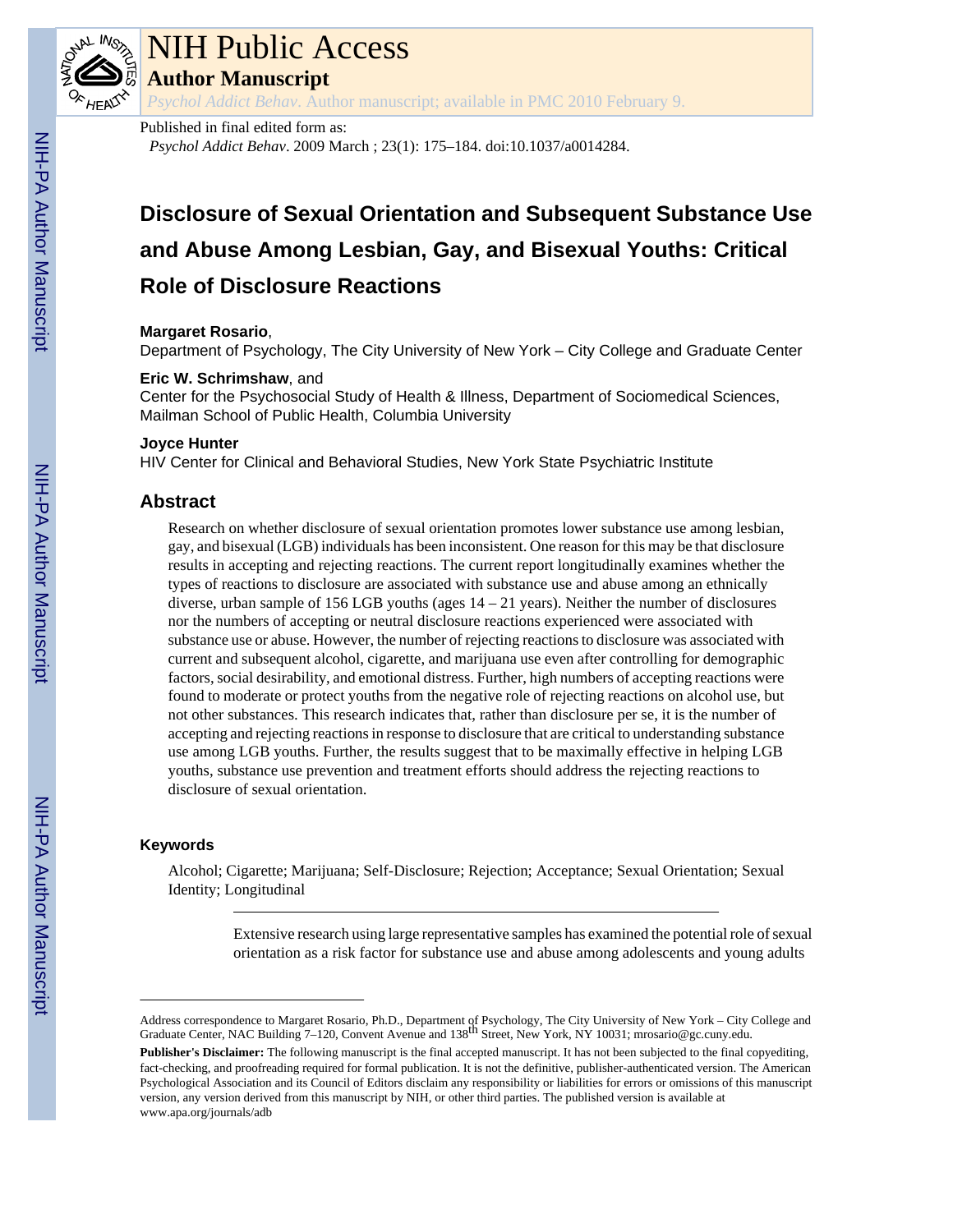# NIH Public Access

## Author Manuscript

*Psychol Addict Behav*. Author manuscript; available in PMC 2010 February 9.

Published in final edited form as:

*Psychol Addict Behav*. 2009 March ; 23(1): 175–184. doi:10.1037/a0014284.

# Disclosure of Sexual Orientation and Subsequent Substance Use and Abuse Among Lesbian, Gay, and Bisexual Youths: Critical Role of Disclosure Reactions

**Margaret Rosario**,

Department of Psychology, The City University of New York – City College and Graduate Center

**Eric W. Schrimshaw**, and

Center for the Psychosocial Study of Health & Illness, Department of Sociomedical Sciences, Mailman School of Public Health, Columbia University

**Joyce Hunter**

HIV Center for Clinical and Behavioral Studies, New York State Psychiatric Institute

## Abstract

Research on whether disclosure of sexual orientation promotes lower substance use among lesbian, gay, and bisexual (LGB) individuals has been inconsistent. One reason for this may be that disclosure results in accepting and rejecting reactions. The current report longitudinally examines whether the types of reactions to disclosure are associated with substance use and abuse among an ethnically diverse, urban sample of 156 LGB youths (ages 14 – 21 years). Neither the number of disclosures nor the numbers of accepting or neutral disclosure reactions experienced were associated with substance use or abuse. However, the number of rejecting reactions to disclosure was associated with current and subsequent alcohol, cigarette, and marijuana use even after controlling for demographic factors, social desirability, and emotional distress. Further, high numbers of accepting reactions were found to moderate or protect youths from the negative role of rejecting reactions on alcohol use, but not other substances. This research indicates that, rather than disclosure per se, it is the number of accepting and rejecting reactions in response to disclosure that are critical to understanding substance use among LGB youths. Further, the results suggest that to be maximally effective in helping LGB youths, substance use prevention and treatment efforts should address the rejecting reactions to disclosure of sexual orientation.

### Keywords

Alcohol; Cigarette; Marijuana; Self-Disclosure; Rejection; Acceptance; Sexual Orientation; Sexual Identity; Longitudinal

---

Extensive research using large representative samples has examined the potential role of sexual orientation as a risk factor for substance use and abuse among adolescents and young adults

---

Address correspondence to Margaret Rosario, Ph.D., Department of Psychology, The City University of New York – City College and Graduate Center, NAC Building 7–120, Convent Avenue and 138th Street, New York, NY 10031; mrosario@gc.cuny.edu.

**Publisher's Disclaimer:** The following manuscript is the final accepted manuscript. It has not been subjected to the final copyediting, fact-checking, and proofreading required for formal publication. It is not the definitive, publisher-authenticated version. The American Psychological Association and its Council of Editors disclaim any responsibility or liabilities for errors or omissions of this manuscript version, any version derived from this manuscript by NIH, or other third parties. The published version is available at www.apa.org/journals/adb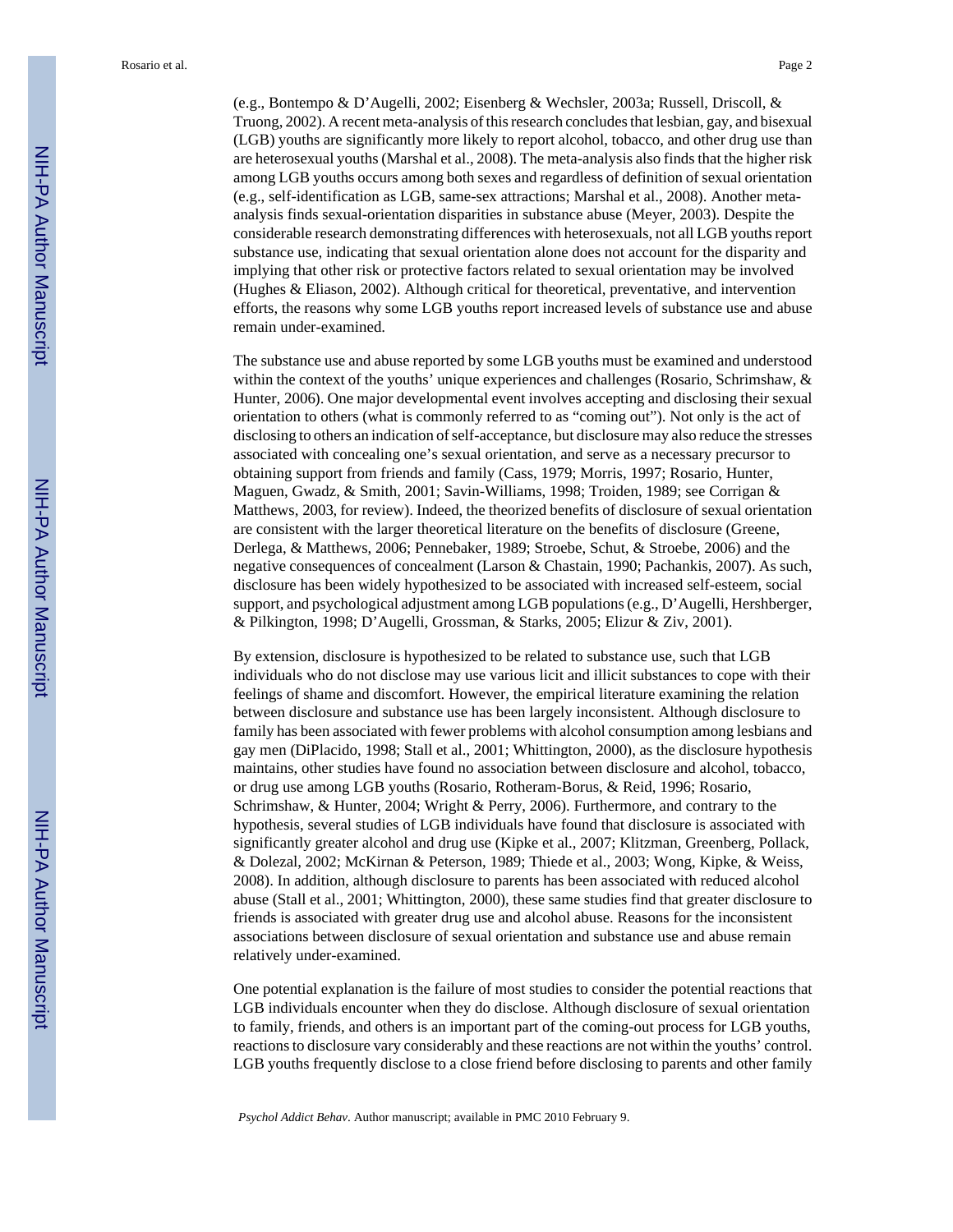(e.g., Bontempo & D'Augelli, 2002; Eisenberg & Wechsler, 2003a; Russell, Driscoll, & Truong, 2002). A recent meta-analysis of this research concludes that lesbian, gay, and bisexual (LGB) youths are significantly more likely to report alcohol, tobacco, and other drug use than are heterosexual youths (Marshal et al., 2008). The meta-analysis also finds that the higher risk among LGB youths occurs among both sexes and regardless of definition of sexual orientation (e.g., self-identification as LGB, same-sex attractions; Marshal et al., 2008). Another meta-analysis finds sexual-orientation disparities in substance abuse (Meyer, 2003). Despite the considerable research demonstrating differences with heterosexuals, not all LGB youths report substance use, indicating that sexual orientation alone does not account for the disparity and implying that other risk or protective factors related to sexual orientation may be involved (Hughes & Eliason, 2002). Although critical for theoretical, preventative, and intervention efforts, the reasons why some LGB youths report increased levels of substance use and abuse remain under-examined.

The substance use and abuse reported by some LGB youths must be examined and understood within the context of the youths' unique experiences and challenges (Rosario, Schrimshaw, & Hunter, 2006). One major developmental event involves accepting and disclosing their sexual orientation to others (what is commonly referred to as "coming out"). Not only is the act of disclosing to others an indication of self-acceptance, but disclosure may also reduce the stresses associated with concealing one's sexual orientation, and serve as a necessary precursor to obtaining support from friends and family (Cass, 1979; Morris, 1997; Rosario, Hunter, Maguen, Gwadz, & Smith, 2001; Savin-Williams, 1998; Troiden, 1989; see Corrigan & Matthews, 2003, for review). Indeed, the theorized benefits of disclosure of sexual orientation are consistent with the larger theoretical literature on the benefits of disclosure (Greene, Derlega, & Matthews, 2006; Pennebaker, 1989; Stroebe, Schut, & Stroebe, 2006) and the negative consequences of concealment (Larson & Chastain, 1990; Pachankis, 2007). As such, disclosure has been widely hypothesized to be associated with increased self-esteem, social support, and psychological adjustment among LGB populations (e.g., D'Augelli, Hershberger, & Pilkington, 1998; D'Augelli, Grossman, & Starks, 2005; Elizur & Ziv, 2001).

By extension, disclosure is hypothesized to be related to substance use, such that LGB individuals who do not disclose may use various licit and illicit substances to cope with their feelings of shame and discomfort. However, the empirical literature examining the relation between disclosure and substance use has been largely inconsistent. Although disclosure to family has been associated with fewer problems with alcohol consumption among lesbians and gay men (DiPlacido, 1998; Stall et al., 2001; Whittington, 2000), as the disclosure hypothesis maintains, other studies have found no association between disclosure and alcohol, tobacco, or drug use among LGB youths (Rosario, Rotheram-Borus, & Reid, 1996; Rosario, Schrimshaw, & Hunter, 2004; Wright & Perry, 2006). Furthermore, and contrary to the hypothesis, several studies of LGB individuals have found that disclosure is associated with significantly greater alcohol and drug use (Kipke et al., 2007; Klitzman, Greenberg, Pollack, & Dolezal, 2002; McKirnan & Peterson, 1989; Thiede et al., 2003; Wong, Kipke, & Weiss, 2008). In addition, although disclosure to parents has been associated with reduced alcohol abuse (Stall et al., 2001; Whittington, 2000), these same studies find that greater disclosure to friends is associated with greater drug use and alcohol abuse. Reasons for the inconsistent associations between disclosure of sexual orientation and substance use and abuse remain relatively under-examined.

One potential explanation is the failure of most studies to consider the potential reactions that LGB individuals encounter when they do disclose. Although disclosure of sexual orientation to family, friends, and others is an important part of the coming-out process for LGB youths, reactions to disclosure vary considerably and these reactions are not within the youths' control. LGB youths frequently disclose to a close friend before disclosing to parents and other family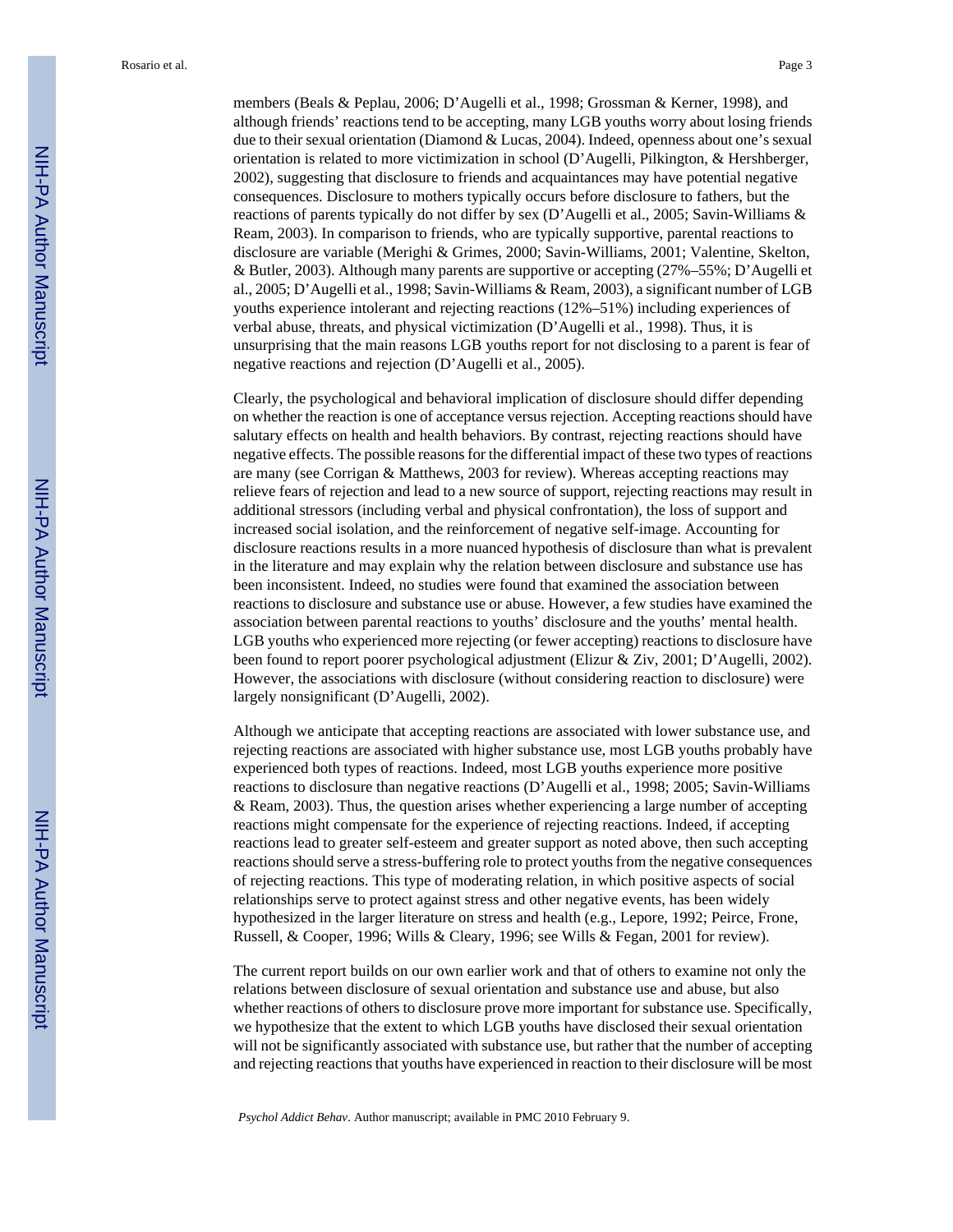members (Beals & Peplau, 2006; D'Augelli et al., 1998; Grossman & Kerner, 1998), and although friends' reactions tend to be accepting, many LGB youths worry about losing friends due to their sexual orientation (Diamond & Lucas, 2004). Indeed, openness about one's sexual orientation is related to more victimization in school (D'Augelli, Pilkington, & Hershberger, 2002), suggesting that disclosure to friends and acquaintances may have potential negative consequences. Disclosure to mothers typically occurs before disclosure to fathers, but the reactions of parents typically do not differ by sex (D'Augelli et al., 2005; Savin-Williams & Ream, 2003). In comparison to friends, who are typically supportive, parental reactions to disclosure are variable (Merighi & Grimes, 2000; Savin-Williams, 2001; Valentine, Skelton, & Butler, 2003). Although many parents are supportive or accepting (27%–55%; D'Augelli et al., 2005; D'Augelli et al., 1998; Savin-Williams & Ream, 2003), a significant number of LGB youths experience intolerant and rejecting reactions (12%–51%) including experiences of verbal abuse, threats, and physical victimization (D'Augelli et al., 1998). Thus, it is unsurprising that the main reasons LGB youths report for not disclosing to a parent is fear of negative reactions and rejection (D'Augelli et al., 2005).

Clearly, the psychological and behavioral implication of disclosure should differ depending on whether the reaction is one of acceptance versus rejection. Accepting reactions should have salutary effects on health and health behaviors. By contrast, rejecting reactions should have negative effects. The possible reasons for the differential impact of these two types of reactions are many (see Corrigan & Matthews, 2003 for review). Whereas accepting reactions may relieve fears of rejection and lead to a new source of support, rejecting reactions may result in additional stressors (including verbal and physical confrontation), the loss of support and increased social isolation, and the reinforcement of negative self-image. Accounting for disclosure reactions results in a more nuanced hypothesis of disclosure than what is prevalent in the literature and may explain why the relation between disclosure and substance use has been inconsistent. Indeed, no studies were found that examined the association between reactions to disclosure and substance use or abuse. However, a few studies have examined the association between parental reactions to youths' disclosure and the youths' mental health. LGB youths who experienced more rejecting (or fewer accepting) reactions to disclosure have been found to report poorer psychological adjustment (Elizur & Ziv, 2001; D'Augelli, 2002). However, the associations with disclosure (without considering reaction to disclosure) were largely nonsignificant (D'Augelli, 2002).

Although we anticipate that accepting reactions are associated with lower substance use, and rejecting reactions are associated with higher substance use, most LGB youths probably have experienced both types of reactions. Indeed, most LGB youths experience more positive reactions to disclosure than negative reactions (D'Augelli et al., 1998; 2005; Savin-Williams & Ream, 2003). Thus, the question arises whether experiencing a large number of accepting reactions might compensate for the experience of rejecting reactions. Indeed, if accepting reactions lead to greater self-esteem and greater support as noted above, then such accepting reactions should serve a stress-buffering role to protect youths from the negative consequences of rejecting reactions. This type of moderating relation, in which positive aspects of social relationships serve to protect against stress and other negative events, has been widely hypothesized in the larger literature on stress and health (e.g., Lepore, 1992; Peirce, Frone, Russell, & Cooper, 1996; Wills & Cleary, 1996; see Wills & Fegan, 2001 for review).

The current report builds on our own earlier work and that of others to examine not only the relations between disclosure of sexual orientation and substance use and abuse, but also whether reactions of others to disclosure prove more important for substance use. Specifically, we hypothesize that the extent to which LGB youths have disclosed their sexual orientation will not be significantly associated with substance use, but rather that the number of accepting and rejecting reactions that youths have experienced in reaction to their disclosure will be most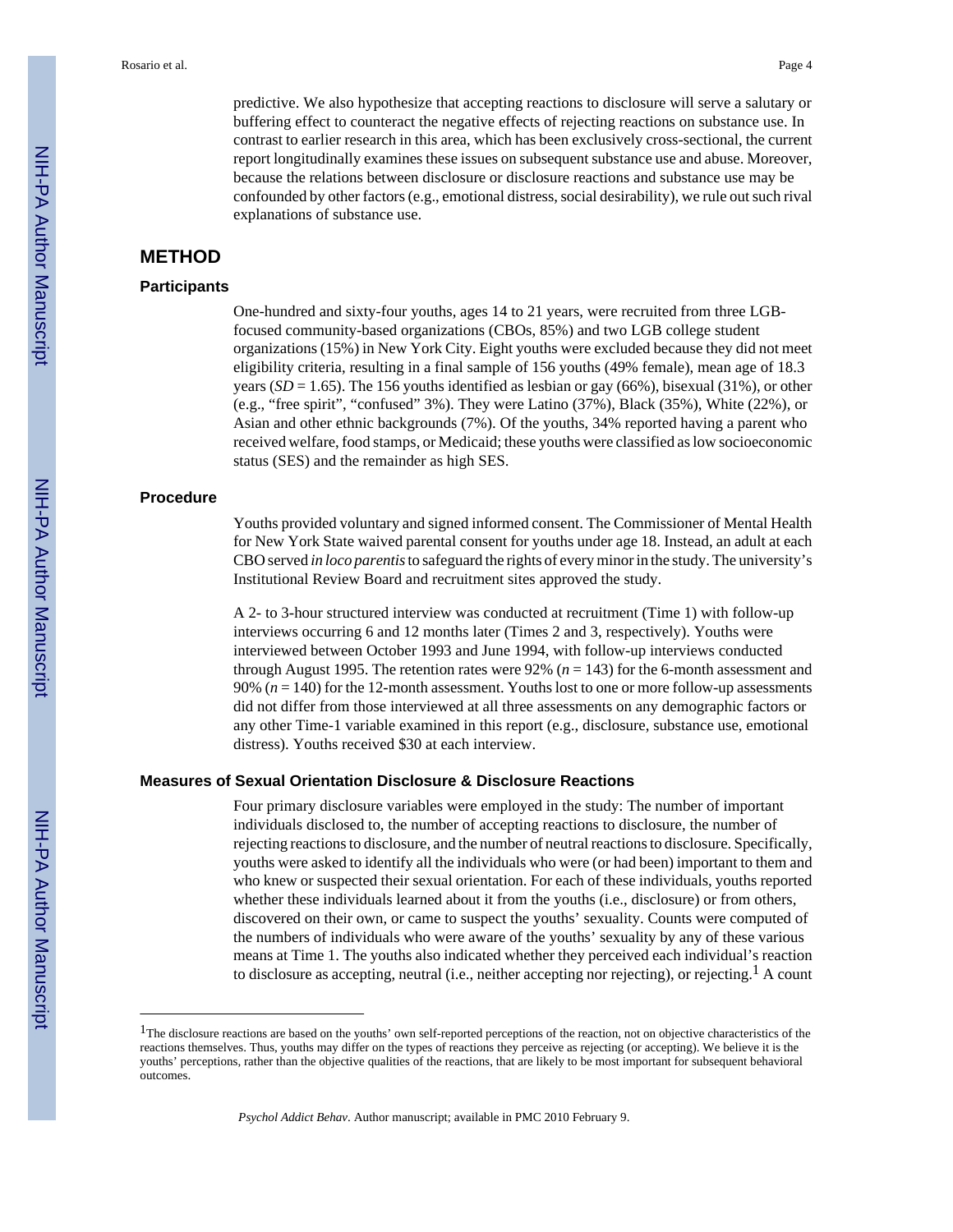predictive. We also hypothesize that accepting reactions to disclosure will serve a salutary or buffering effect to counteract the negative effects of rejecting reactions on substance use. In contrast to earlier research in this area, which has been exclusively cross-sectional, the current report longitudinally examines these issues on subsequent substance use and abuse. Moreover, because the relations between disclosure or disclosure reactions and substance use may be confounded by other factors (e.g., emotional distress, social desirability), we rule out such rival explanations of substance use.

## METHOD

### Participants

One-hundred and sixty-four youths, ages 14 to 21 years, were recruited from three LGB-focused community-based organizations (CBOs, 85%) and two LGB college student organizations (15%) in New York City. Eight youths were excluded because they did not meet eligibility criteria, resulting in a final sample of 156 youths (49% female), mean age of 18.3 years ($SD = 1.65$). The 156 youths identified as lesbian or gay (66%), bisexual (31%), or other (e.g., "free spirit", "confused" 3%). They were Latino (37%), Black (35%), White (22%), or Asian and other ethnic backgrounds (7%). Of the youths, 34% reported having a parent who received welfare, food stamps, or Medicaid; these youths were classified as low socioeconomic status (SES) and the remainder as high SES.

### Procedure

Youths provided voluntary and signed informed consent. The Commissioner of Mental Health for New York State waived parental consent for youths under age 18. Instead, an adult at each CBO served *in loco parentis* to safeguard the rights of every minor in the study. The university's Institutional Review Board and recruitment sites approved the study.

A 2- to 3-hour structured interview was conducted at recruitment (Time 1) with follow-up interviews occurring 6 and 12 months later (Times 2 and 3, respectively). Youths were interviewed between October 1993 and June 1994, with follow-up interviews conducted through August 1995. The retention rates were 92% ($n = 143$) for the 6-month assessment and 90% ($n = 140$) for the 12-month assessment. Youths lost to one or more follow-up assessments did not differ from those interviewed at all three assessments on any demographic factors or any other Time-1 variable examined in this report (e.g., disclosure, substance use, emotional distress). Youths received $30 at each interview.

### Measures of Sexual Orientation Disclosure & Disclosure Reactions

Four primary disclosure variables were employed in the study: The number of important individuals disclosed to, the number of accepting reactions to disclosure, the number of rejecting reactions to disclosure, and the number of neutral reactions to disclosure. Specifically, youths were asked to identify all the individuals who were (or had been) important to them and who knew or suspected their sexual orientation. For each of these individuals, youths reported whether these individuals learned about it from the youths (i.e., disclosure) or from others, discovered on their own, or came to suspect the youths' sexuality. Counts were computed of the numbers of individuals who were aware of the youths' sexuality by any of these various means at Time 1. The youths also indicated whether they perceived each individual's reaction to disclosure as accepting, neutral (i.e., neither accepting nor rejecting), or rejecting.[1] A count

---

[1]The disclosure reactions are based on the youths' own self-reported perceptions of the reaction, not on objective characteristics of the reactions themselves. Thus, youths may differ on the types of reactions they perceive as rejecting (or accepting). We believe it is the youths' perceptions, rather than the objective qualities of the reactions, that are likely to be most important for subsequent behavioral outcomes.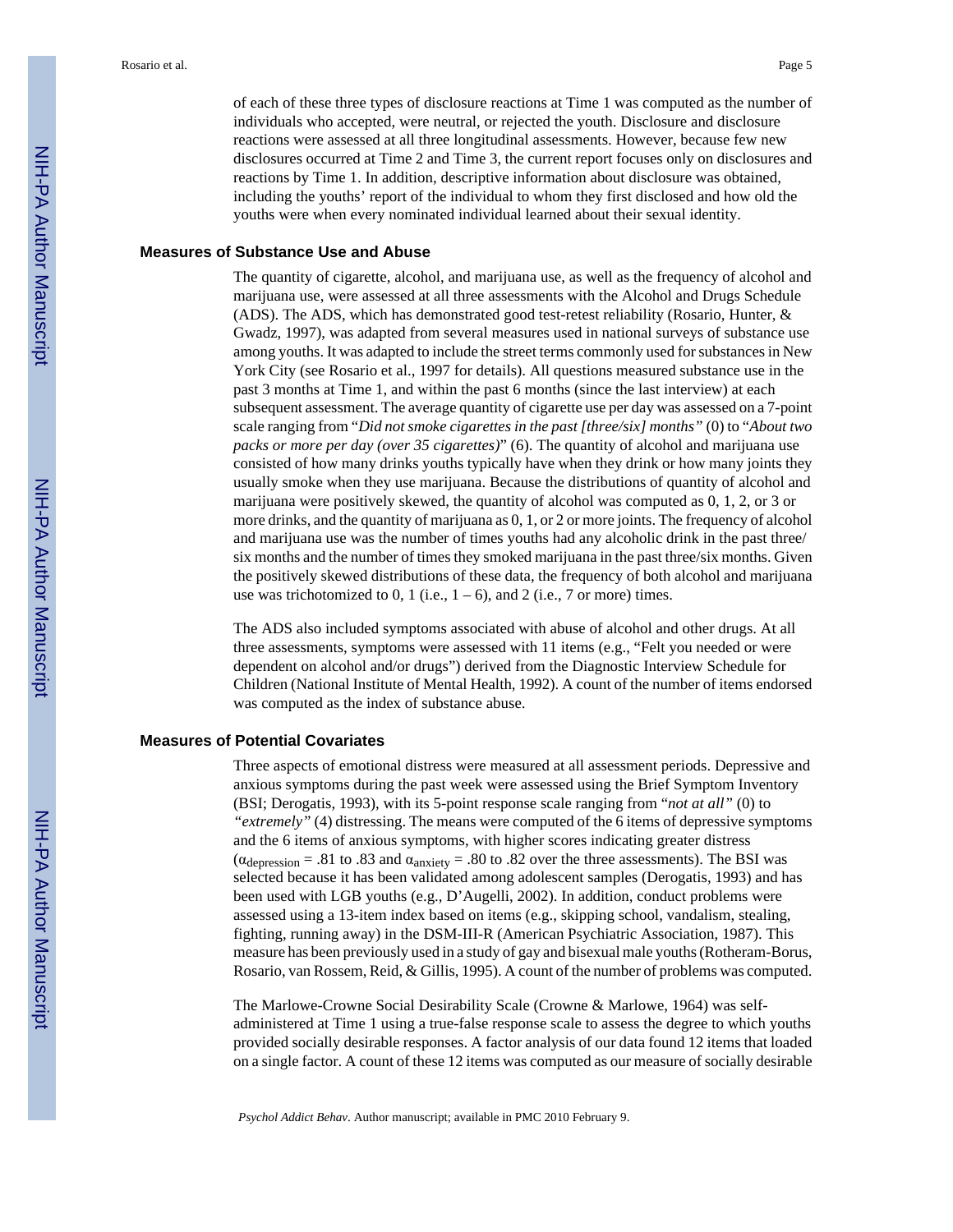of each of these three types of disclosure reactions at Time 1 was computed as the number of individuals who accepted, were neutral, or rejected the youth. Disclosure and disclosure reactions were assessed at all three longitudinal assessments. However, because few new disclosures occurred at Time 2 and Time 3, the current report focuses only on disclosures and reactions by Time 1. In addition, descriptive information about disclosure was obtained, including the youths' report of the individual to whom they first disclosed and how old the youths were when every nominated individual learned about their sexual identity.

### Measures of Substance Use and Abuse

The quantity of cigarette, alcohol, and marijuana use, as well as the frequency of alcohol and marijuana use, were assessed at all three assessments with the Alcohol and Drugs Schedule (ADS). The ADS, which has demonstrated good test-retest reliability (Rosario, Hunter, & Gwadz, 1997), was adapted from several measures used in national surveys of substance use among youths. It was adapted to include the street terms commonly used for substances in New York City (see Rosario et al., 1997 for details). All questions measured substance use in the past 3 months at Time 1, and within the past 6 months (since the last interview) at each subsequent assessment. The average quantity of cigarette use per day was assessed on a 7-point scale ranging from "*Did not smoke cigarettes in the past [three/six] months"* (0) to "*About two packs or more per day (over 35 cigarettes)*" (6). The quantity of alcohol and marijuana use consisted of how many drinks youths typically have when they drink or how many joints they usually smoke when they use marijuana. Because the distributions of quantity of alcohol and marijuana were positively skewed, the quantity of alcohol was computed as 0, 1, 2, or 3 or more drinks, and the quantity of marijuana as 0, 1, or 2 or more joints. The frequency of alcohol and marijuana use was the number of times youths had any alcoholic drink in the past three/six months and the number of times they smoked marijuana in the past three/six months. Given the positively skewed distributions of these data, the frequency of both alcohol and marijuana use was trichotomized to 0, 1 (i.e., 1 – 6), and 2 (i.e., 7 or more) times.

The ADS also included symptoms associated with abuse of alcohol and other drugs. At all three assessments, symptoms were assessed with 11 items (e.g., "Felt you needed or were dependent on alcohol and/or drugs") derived from the Diagnostic Interview Schedule for Children (National Institute of Mental Health, 1992). A count of the number of items endorsed was computed as the index of substance abuse.

### Measures of Potential Covariates

Three aspects of emotional distress were measured at all assessment periods. Depressive and anxious symptoms during the past week were assessed using the Brief Symptom Inventory (BSI; Derogatis, 1993), with its 5-point response scale ranging from "*not at all"* (0) to *"extremely"* (4) distressing. The means were computed of the 6 items of depressive symptoms and the 6 items of anxious symptoms, with higher scores indicating greater distress ($\alpha_{depression}$ = .81 to .83 and $\alpha_{anxiety}$ = .80 to .82 over the three assessments). The BSI was selected because it has been validated among adolescent samples (Derogatis, 1993) and has been used with LGB youths (e.g., D'Augelli, 2002). In addition, conduct problems were assessed using a 13-item index based on items (e.g., skipping school, vandalism, stealing, fighting, running away) in the DSM-III-R (American Psychiatric Association, 1987). This measure has been previously used in a study of gay and bisexual male youths (Rotheram-Borus, Rosario, van Rossem, Reid, & Gillis, 1995). A count of the number of problems was computed.

The Marlowe-Crowne Social Desirability Scale (Crowne & Marlowe, 1964) was self-administered at Time 1 using a true-false response scale to assess the degree to which youths provided socially desirable responses. A factor analysis of our data found 12 items that loaded on a single factor. A count of these 12 items was computed as our measure of socially desirable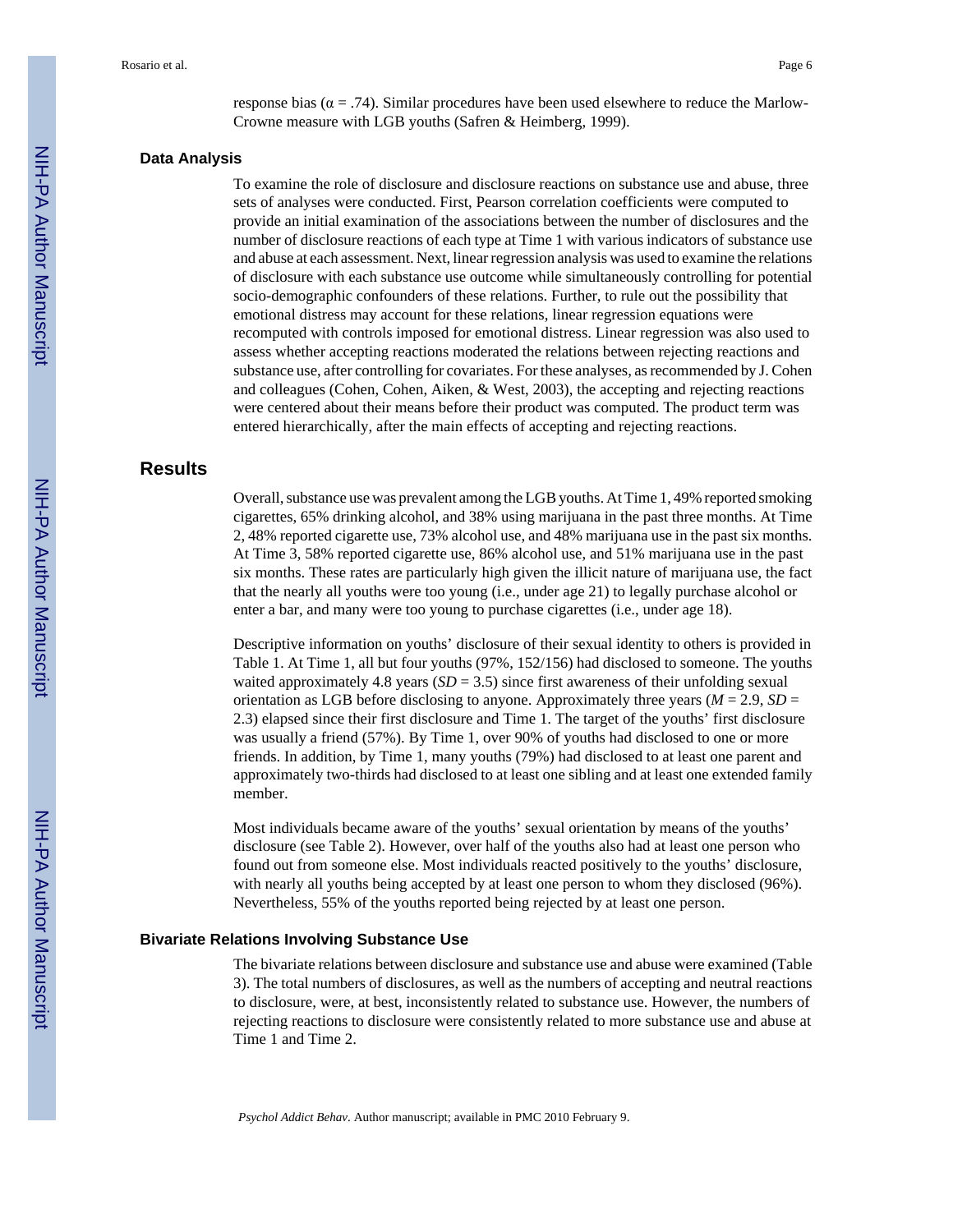response bias ($\alpha = .74$). Similar procedures have been used elsewhere to reduce the Marlow-Crowne measure with LGB youths (Safren & Heimberg, 1999).

### Data Analysis

To examine the role of disclosure and disclosure reactions on substance use and abuse, three sets of analyses were conducted. First, Pearson correlation coefficients were computed to provide an initial examination of the associations between the number of disclosures and the number of disclosure reactions of each type at Time 1 with various indicators of substance use and abuse at each assessment. Next, linear regression analysis was used to examine the relations of disclosure with each substance use outcome while simultaneously controlling for potential socio-demographic confounders of these relations. Further, to rule out the possibility that emotional distress may account for these relations, linear regression equations were recomputed with controls imposed for emotional distress. Linear regression was also used to assess whether accepting reactions moderated the relations between rejecting reactions and substance use, after controlling for covariates. For these analyses, as recommended by J. Cohen and colleagues (Cohen, Cohen, Aiken, & West, 2003), the accepting and rejecting reactions were centered about their means before their product was computed. The product term was entered hierarchically, after the main effects of accepting and rejecting reactions.

## Results

Overall, substance use was prevalent among the LGB youths. At Time 1, 49% reported smoking cigarettes, 65% drinking alcohol, and 38% using marijuana in the past three months. At Time 2, 48% reported cigarette use, 73% alcohol use, and 48% marijuana use in the past six months. At Time 3, 58% reported cigarette use, 86% alcohol use, and 51% marijuana use in the past six months. These rates are particularly high given the illicit nature of marijuana use, the fact that the nearly all youths were too young (i.e., under age 21) to legally purchase alcohol or enter a bar, and many were too young to purchase cigarettes (i.e., under age 18).

Descriptive information on youths' disclosure of their sexual identity to others is provided in Table 1. At Time 1, all but four youths (97%, 152/156) had disclosed to someone. The youths waited approximately 4.8 years (*SD* = 3.5) since first awareness of their unfolding sexual orientation as LGB before disclosing to anyone. Approximately three years (*M* = 2.9, *SD* = 2.3) elapsed since their first disclosure and Time 1. The target of the youths' first disclosure was usually a friend (57%). By Time 1, over 90% of youths had disclosed to one or more friends. In addition, by Time 1, many youths (79%) had disclosed to at least one parent and approximately two-thirds had disclosed to at least one sibling and at least one extended family member.

Most individuals became aware of the youths' sexual orientation by means of the youths' disclosure (see Table 2). However, over half of the youths also had at least one person who found out from someone else. Most individuals reacted positively to the youths' disclosure, with nearly all youths being accepted by at least one person to whom they disclosed (96%). Nevertheless, 55% of the youths reported being rejected by at least one person.

### Bivariate Relations Involving Substance Use

The bivariate relations between disclosure and substance use and abuse were examined (Table 3). The total numbers of disclosures, as well as the numbers of accepting and neutral reactions to disclosure, were, at best, inconsistently related to substance use. However, the numbers of rejecting reactions to disclosure were consistently related to more substance use and abuse at Time 1 and Time 2.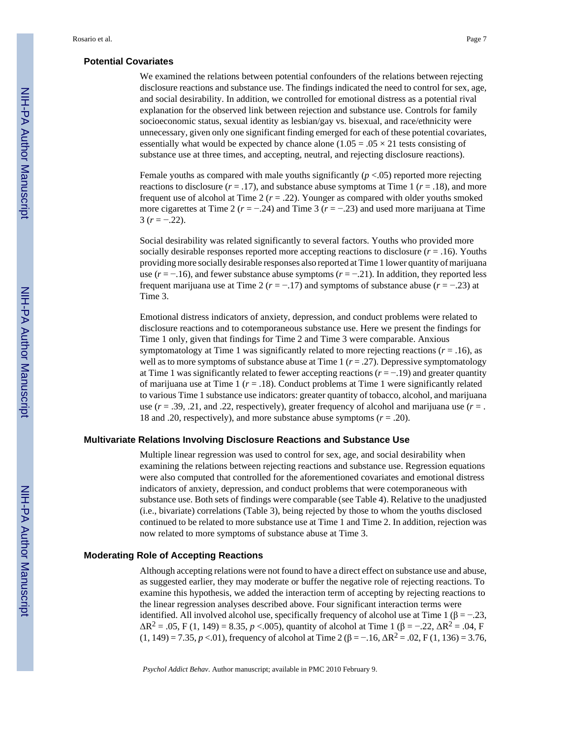### Potential Covariates

We examined the relations between potential confounders of the relations between rejecting disclosure reactions and substance use. The findings indicated the need to control for sex, age, and social desirability. In addition, we controlled for emotional distress as a potential rival explanation for the observed link between rejection and substance use. Controls for family socioeconomic status, sexual identity as lesbian/gay vs. bisexual, and race/ethnicity were unnecessary, given only one significant finding emerged for each of these potential covariates, essentially what would be expected by chance alone ($1.05 = .05 \times 21$ tests consisting of substance use at three times, and accepting, neutral, and rejecting disclosure reactions).

Female youths as compared with male youths significantly ($p < .05$) reported more rejecting reactions to disclosure ($r = .17$), and substance abuse symptoms at Time 1 ($r = .18$), and more frequent use of alcohol at Time 2 ($r = .22$). Younger as compared with older youths smoked more cigarettes at Time 2 ($r = -.24$) and Time 3 ($r = -.23$) and used more marijuana at Time 3 ($r = -.22$).

Social desirability was related significantly to several factors. Youths who provided more socially desirable responses reported more accepting reactions to disclosure ($r = .16$). Youths providing more socially desirable responses also reported at Time 1 lower quantity of marijuana use ($r = -.16$), and fewer substance abuse symptoms ($r = -.21$). In addition, they reported less frequent marijuana use at Time 2 ($r = -.17$) and symptoms of substance abuse ($r = -.23$) at Time 3.

Emotional distress indicators of anxiety, depression, and conduct problems were related to disclosure reactions and to cotemporaneous substance use. Here we present the findings for Time 1 only, given that findings for Time 2 and Time 3 were comparable. Anxious symptomatology at Time 1 was significantly related to more rejecting reactions ($r = .16$), as well as to more symptoms of substance abuse at Time 1 ($r = .27$). Depressive symptomatology at Time 1 was significantly related to fewer accepting reactions ($r = -.19$) and greater quantity of marijuana use at Time 1 ($r = .18$). Conduct problems at Time 1 were significantly related to various Time 1 substance use indicators: greater quantity of tobacco, alcohol, and marijuana use ($r = .39$, .21, and .22, respectively), greater frequency of alcohol and marijuana use ($r = .18$ and .20, respectively), and more substance abuse symptoms ($r = .20$).

### Multivariate Relations Involving Disclosure Reactions and Substance Use

Multiple linear regression was used to control for sex, age, and social desirability when examining the relations between rejecting reactions and substance use. Regression equations were also computed that controlled for the aforementioned covariates and emotional distress indicators of anxiety, depression, and conduct problems that were cotemporaneous with substance use. Both sets of findings were comparable (see Table 4). Relative to the unadjusted (i.e., bivariate) correlations (Table 3), being rejected by those to whom the youths disclosed continued to be related to more substance use at Time 1 and Time 2. In addition, rejection was now related to more symptoms of substance abuse at Time 3.

### Moderating Role of Accepting Reactions

Although accepting relations were not found to have a direct effect on substance use and abuse, as suggested earlier, they may moderate or buffer the negative role of rejecting reactions. To examine this hypothesis, we added the interaction term of accepting by rejecting reactions to the linear regression analyses described above. Four significant interaction terms were identified. All involved alcohol use, specifically frequency of alcohol use at Time 1 ($\beta = -.23$, $\Delta R^2 = .05$, $F(1, 149) = 8.35$, $p < .005$), quantity of alcohol at Time 1 ($\beta = -.22$, $\Delta R^2 = .04$, $F(1, 149) = 7.35$, $p < .01$), frequency of alcohol at Time 2 ($\beta = -.16$, $\Delta R^2 = .02$, $F(1, 136) = 3.76$,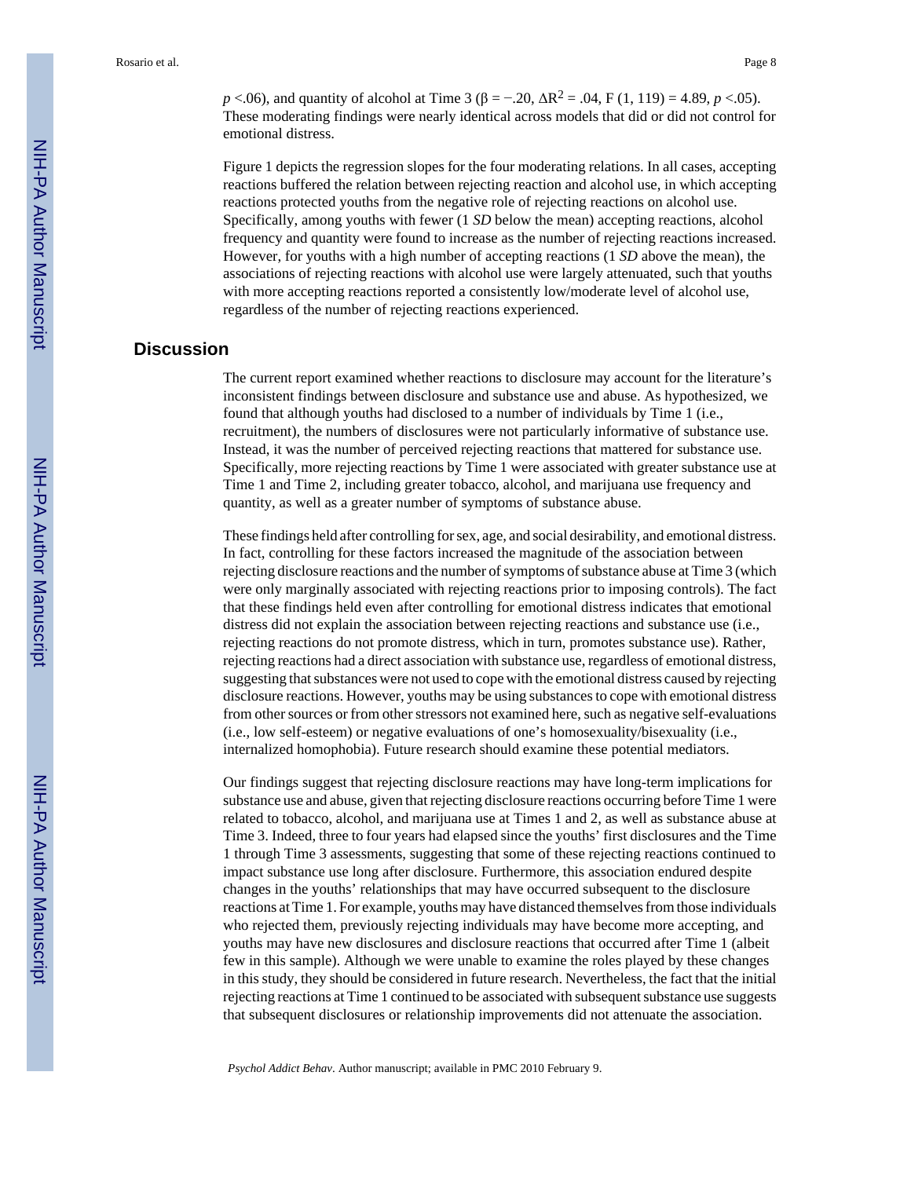$p < .06$), and quantity of alcohol at Time 3 ($\beta = -.20$, $\Delta R^2 = .04$, $F(1, 119) = 4.89$, $p < .05$). These moderating findings were nearly identical across models that did or did not control for emotional distress.

Figure 1 depicts the regression slopes for the four moderating relations. In all cases, accepting reactions buffered the relation between rejecting reaction and alcohol use, in which accepting reactions protected youths from the negative role of rejecting reactions on alcohol use. Specifically, among youths with fewer (1 *SD* below the mean) accepting reactions, alcohol frequency and quantity were found to increase as the number of rejecting reactions increased. However, for youths with a high number of accepting reactions (1 *SD* above the mean), the associations of rejecting reactions with alcohol use were largely attenuated, such that youths with more accepting reactions reported a consistently low/moderate level of alcohol use, regardless of the number of rejecting reactions experienced.

## Discussion

The current report examined whether reactions to disclosure may account for the literature's inconsistent findings between disclosure and substance use and abuse. As hypothesized, we found that although youths had disclosed to a number of individuals by Time 1 (i.e., recruitment), the numbers of disclosures were not particularly informative of substance use. Instead, it was the number of perceived rejecting reactions that mattered for substance use. Specifically, more rejecting reactions by Time 1 were associated with greater substance use at Time 1 and Time 2, including greater tobacco, alcohol, and marijuana use frequency and quantity, as well as a greater number of symptoms of substance abuse.

These findings held after controlling for sex, age, and social desirability, and emotional distress. In fact, controlling for these factors increased the magnitude of the association between rejecting disclosure reactions and the number of symptoms of substance abuse at Time 3 (which were only marginally associated with rejecting reactions prior to imposing controls). The fact that these findings held even after controlling for emotional distress indicates that emotional distress did not explain the association between rejecting reactions and substance use (i.e., rejecting reactions do not promote distress, which in turn, promotes substance use). Rather, rejecting reactions had a direct association with substance use, regardless of emotional distress, suggesting that substances were not used to cope with the emotional distress caused by rejecting disclosure reactions. However, youths may be using substances to cope with emotional distress from other sources or from other stressors not examined here, such as negative self-evaluations (i.e., low self-esteem) or negative evaluations of one's homosexuality/bisexuality (i.e., internalized homophobia). Future research should examine these potential mediators.

Our findings suggest that rejecting disclosure reactions may have long-term implications for substance use and abuse, given that rejecting disclosure reactions occurring before Time 1 were related to tobacco, alcohol, and marijuana use at Times 1 and 2, as well as substance abuse at Time 3. Indeed, three to four years had elapsed since the youths' first disclosures and the Time 1 through Time 3 assessments, suggesting that some of these rejecting reactions continued to impact substance use long after disclosure. Furthermore, this association endured despite changes in the youths' relationships that may have occurred subsequent to the disclosure reactions at Time 1. For example, youths may have distanced themselves from those individuals who rejected them, previously rejecting individuals may have become more accepting, and youths may have new disclosures and disclosure reactions that occurred after Time 1 (albeit few in this sample). Although we were unable to examine the roles played by these changes in this study, they should be considered in future research. Nevertheless, the fact that the initial rejecting reactions at Time 1 continued to be associated with subsequent substance use suggests that subsequent disclosures or relationship improvements did not attenuate the association.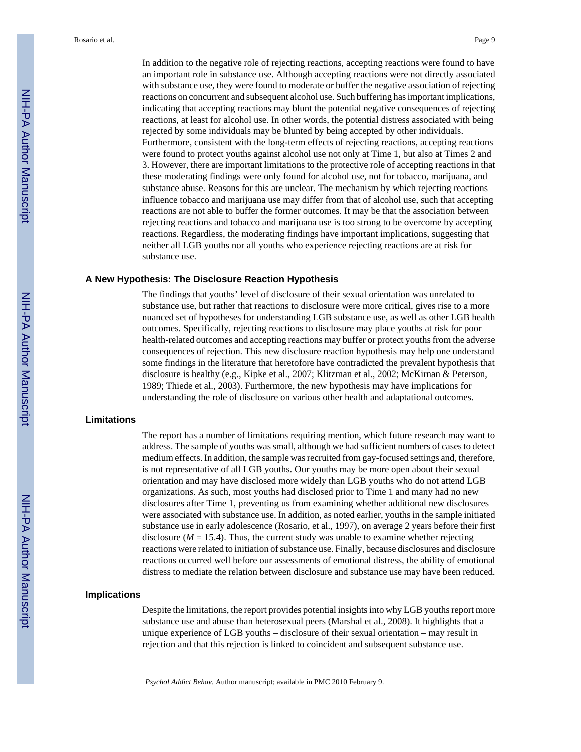In addition to the negative role of rejecting reactions, accepting reactions were found to have an important role in substance use. Although accepting reactions were not directly associated with substance use, they were found to moderate or buffer the negative association of rejecting reactions on concurrent and subsequent alcohol use. Such buffering has important implications, indicating that accepting reactions may blunt the potential negative consequences of rejecting reactions, at least for alcohol use. In other words, the potential distress associated with being rejected by some individuals may be blunted by being accepted by other individuals. Furthermore, consistent with the long-term effects of rejecting reactions, accepting reactions were found to protect youths against alcohol use not only at Time 1, but also at Times 2 and 3. However, there are important limitations to the protective role of accepting reactions in that these moderating findings were only found for alcohol use, not for tobacco, marijuana, and substance abuse. Reasons for this are unclear. The mechanism by which rejecting reactions influence tobacco and marijuana use may differ from that of alcohol use, such that accepting reactions are not able to buffer the former outcomes. It may be that the association between rejecting reactions and tobacco and marijuana use is too strong to be overcome by accepting reactions. Regardless, the moderating findings have important implications, suggesting that neither all LGB youths nor all youths who experience rejecting reactions are at risk for substance use.

### A New Hypothesis: The Disclosure Reaction Hypothesis

The findings that youths' level of disclosure of their sexual orientation was unrelated to substance use, but rather that reactions to disclosure were more critical, gives rise to a more nuanced set of hypotheses for understanding LGB substance use, as well as other LGB health outcomes. Specifically, rejecting reactions to disclosure may place youths at risk for poor health-related outcomes and accepting reactions may buffer or protect youths from the adverse consequences of rejection. This new disclosure reaction hypothesis may help one understand some findings in the literature that heretofore have contradicted the prevalent hypothesis that disclosure is healthy (e.g., Kipke et al., 2007; Klitzman et al., 2002; McKirnan & Peterson, 1989; Thiede et al., 2003). Furthermore, the new hypothesis may have implications for understanding the role of disclosure on various other health and adaptational outcomes.

### Limitations

The report has a number of limitations requiring mention, which future research may want to address. The sample of youths was small, although we had sufficient numbers of cases to detect medium effects. In addition, the sample was recruited from gay-focused settings and, therefore, is not representative of all LGB youths. Our youths may be more open about their sexual orientation and may have disclosed more widely than LGB youths who do not attend LGB organizations. As such, most youths had disclosed prior to Time 1 and many had no new disclosures after Time 1, preventing us from examining whether additional new disclosures were associated with substance use. In addition, as noted earlier, youths in the sample initiated substance use in early adolescence (Rosario, et al., 1997), on average 2 years before their first disclosure ($M = 15.4$). Thus, the current study was unable to examine whether rejecting reactions were related to initiation of substance use. Finally, because disclosures and disclosure reactions occurred well before our assessments of emotional distress, the ability of emotional distress to mediate the relation between disclosure and substance use may have been reduced.

### Implications

Despite the limitations, the report provides potential insights into why LGB youths report more substance use and abuse than heterosexual peers (Marshal et al., 2008). It highlights that a unique experience of LGB youths – disclosure of their sexual orientation – may result in rejection and that this rejection is linked to coincident and subsequent substance use.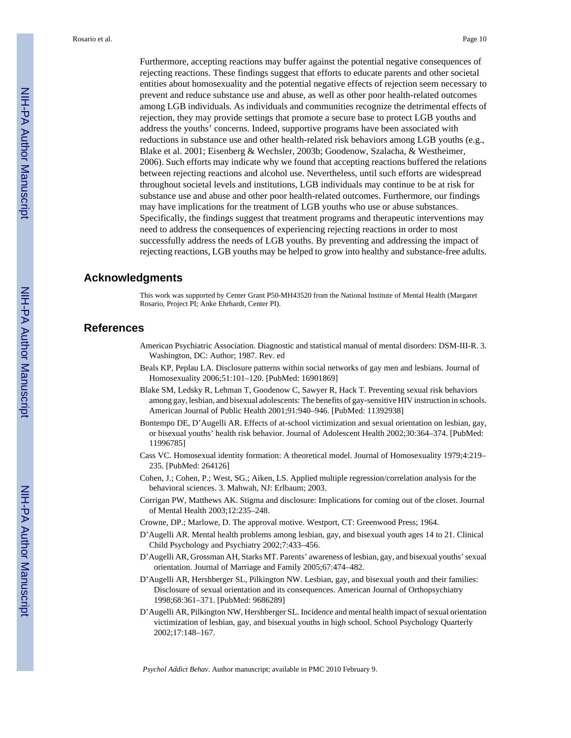Furthermore, accepting reactions may buffer against the potential negative consequences of rejecting reactions. These findings suggest that efforts to educate parents and other societal entities about homosexuality and the potential negative effects of rejection seem necessary to prevent and reduce substance use and abuse, as well as other poor health-related outcomes among LGB individuals. As individuals and communities recognize the detrimental effects of rejection, they may provide settings that promote a secure base to protect LGB youths and address the youths' concerns. Indeed, supportive programs have been associated with reductions in substance use and other health-related risk behaviors among LGB youths (e.g., Blake et al. 2001; Eisenberg & Wechsler, 2003b; Goodenow, Szalacha, & Westheimer, 2006). Such efforts may indicate why we found that accepting reactions buffered the relations between rejecting reactions and alcohol use. Nevertheless, until such efforts are widespread throughout societal levels and institutions, LGB individuals may continue to be at risk for substance use and abuse and other poor health-related outcomes. Furthermore, our findings may have implications for the treatment of LGB youths who use or abuse substances. Specifically, the findings suggest that treatment programs and therapeutic interventions may need to address the consequences of experiencing rejecting reactions in order to most successfully address the needs of LGB youths. By preventing and addressing the impact of rejecting reactions, LGB youths may be helped to grow into healthy and substance-free adults.

## Acknowledgments

This work was supported by Center Grant P50-MH43520 from the National Institute of Mental Health (Margaret Rosario, Project PI; Anke Ehrhardt, Center PI).

## References

American Psychiatric Association. Diagnostic and statistical manual of mental disorders: DSM-III-R. 3. Washington, DC: Author; 1987. Rev. ed

Beals KP, Peplau LA. Disclosure patterns within social networks of gay men and lesbians. Journal of Homosexuality 2006;51:101–120. [PubMed: 16901869]

Blake SM, Ledsky R, Lehman T, Goodenow C, Sawyer R, Hack T. Preventing sexual risk behaviors among gay, lesbian, and bisexual adolescents: The benefits of gay-sensitive HIV instruction in schools. American Journal of Public Health 2001;91:940–946. [PubMed: 11392938]

Bontempo DE, D'Augelli AR. Effects of at-school victimization and sexual orientation on lesbian, gay, or bisexual youths' health risk behavior. Journal of Adolescent Health 2002;30:364–374. [PubMed: 11996785]

Cass VC. Homosexual identity formation: A theoretical model. Journal of Homosexuality 1979;4:219–235. [PubMed: 264126]

Cohen, J.; Cohen, P.; West, SG.; Aiken, LS. Applied multiple regression/correlation analysis for the behavioral sciences. 3. Mahwah, NJ: Erlbaum; 2003.

Corrigan PW, Matthews AK. Stigma and disclosure: Implications for coming out of the closet. Journal of Mental Health 2003;12:235–248.

Crowne, DP.; Marlowe, D. The approval motive. Westport, CT: Greenwood Press; 1964.

D'Augelli AR. Mental health problems among lesbian, gay, and bisexual youth ages 14 to 21. Clinical Child Psychology and Psychiatry 2002;7:433–456.

D'Augelli AR, Grossman AH, Starks MT. Parents' awareness of lesbian, gay, and bisexual youths' sexual orientation. Journal of Marriage and Family 2005;67:474–482.

D'Augelli AR, Hershberger SL, Pilkington NW. Lesbian, gay, and bisexual youth and their families: Disclosure of sexual orientation and its consequences. American Journal of Orthopsychiatry 1998;68:361–371. [PubMed: 9686289]

D'Augelli AR, Pilkington NW, Hershberger SL. Incidence and mental health impact of sexual orientation victimization of lesbian, gay, and bisexual youths in high school. School Psychology Quarterly 2002;17:148–167.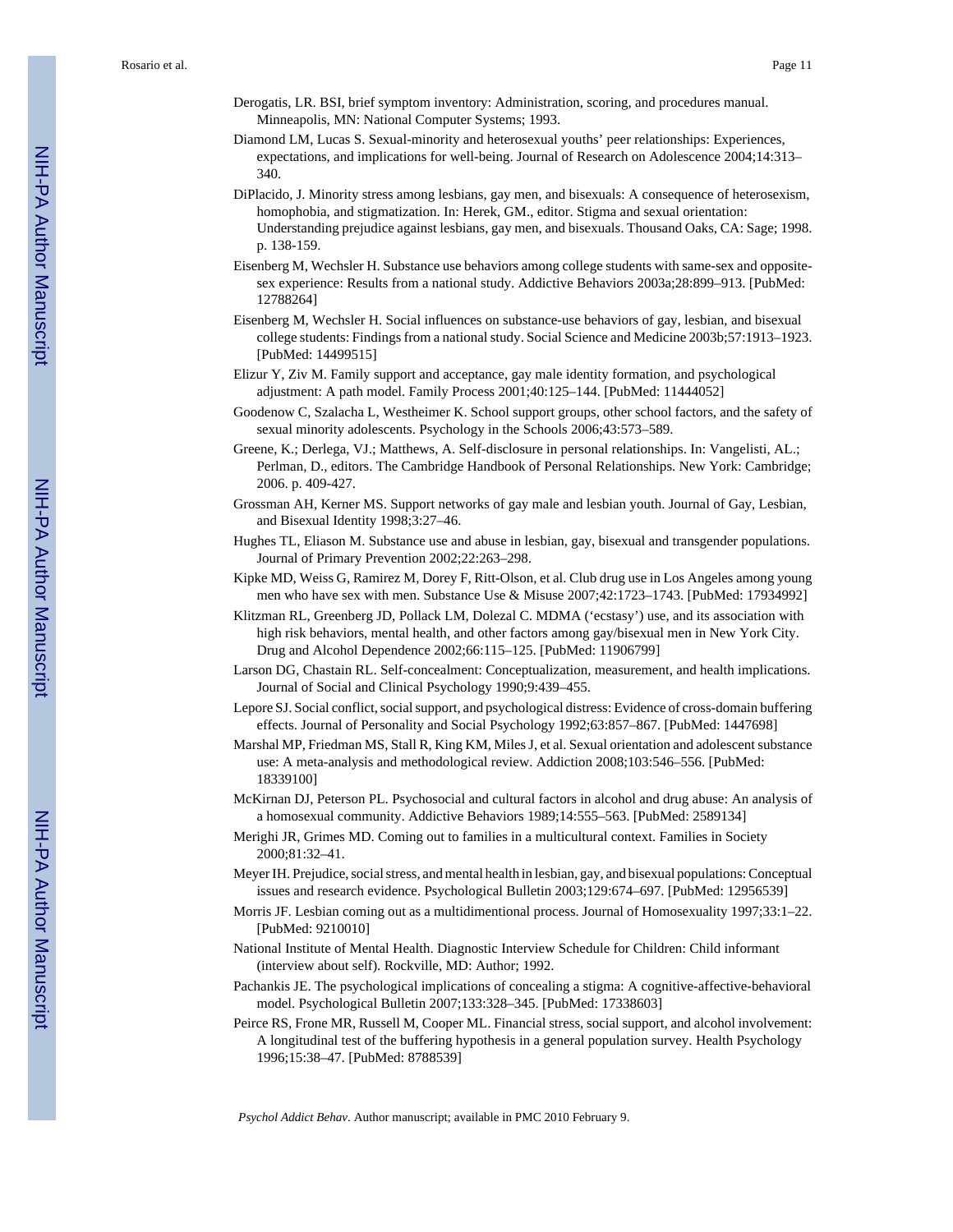Derogatis, LR. BSI, brief symptom inventory: Administration, scoring, and procedures manual. Minneapolis, MN: National Computer Systems; 1993.

Diamond LM, Lucas S. Sexual-minority and heterosexual youths' peer relationships: Experiences, expectations, and implications for well-being. Journal of Research on Adolescence 2004;14:313–340.

DiPlacido, J. Minority stress among lesbians, gay men, and bisexuals: A consequence of heterosexism, homophobia, and stigmatization. In: Herek, GM., editor. Stigma and sexual orientation: Understanding prejudice against lesbians, gay men, and bisexuals. Thousand Oaks, CA: Sage; 1998. p. 138-159.

Eisenberg M, Wechsler H. Substance use behaviors among college students with same-sex and opposite-sex experience: Results from a national study. Addictive Behaviors 2003a;28:899–913. [PubMed: 12788264]

Eisenberg M, Wechsler H. Social influences on substance-use behaviors of gay, lesbian, and bisexual college students: Findings from a national study. Social Science and Medicine 2003b;57:1913–1923. [PubMed: 14499515]

Elizur Y, Ziv M. Family support and acceptance, gay male identity formation, and psychological adjustment: A path model. Family Process 2001;40:125–144. [PubMed: 11444052]

Goodenow C, Szalacha L, Westheimer K. School support groups, other school factors, and the safety of sexual minority adolescents. Psychology in the Schools 2006;43:573–589.

Greene, K.; Derlega, VJ.; Matthews, A. Self-disclosure in personal relationships. In: Vangelisti, AL.; Perlman, D., editors. The Cambridge Handbook of Personal Relationships. New York: Cambridge; 2006. p. 409-427.

Grossman AH, Kerner MS. Support networks of gay male and lesbian youth. Journal of Gay, Lesbian, and Bisexual Identity 1998;3:27–46.

Hughes TL, Eliason M. Substance use and abuse in lesbian, gay, bisexual and transgender populations. Journal of Primary Prevention 2002;22:263–298.

Kipke MD, Weiss G, Ramirez M, Dorey F, Ritt-Olson, et al. Club drug use in Los Angeles among young men who have sex with men. Substance Use & Misuse 2007;42:1723–1743. [PubMed: 17934992]

Klitzman RL, Greenberg JD, Pollack LM, Dolezal C. MDMA ('ecstasy') use, and its association with high risk behaviors, mental health, and other factors among gay/bisexual men in New York City. Drug and Alcohol Dependence 2002;66:115–125. [PubMed: 11906799]

Larson DG, Chastain RL. Self-concealment: Conceptualization, measurement, and health implications. Journal of Social and Clinical Psychology 1990;9:439–455.

Lepore SJ. Social conflict, social support, and psychological distress: Evidence of cross-domain buffering effects. Journal of Personality and Social Psychology 1992;63:857–867. [PubMed: 1447698]

Marshal MP, Friedman MS, Stall R, King KM, Miles J, et al. Sexual orientation and adolescent substance use: A meta-analysis and methodological review. Addiction 2008;103:546–556. [PubMed: 18339100]

McKirnan DJ, Peterson PL. Psychosocial and cultural factors in alcohol and drug abuse: An analysis of a homosexual community. Addictive Behaviors 1989;14:555–563. [PubMed: 2589134]

Merighi JR, Grimes MD. Coming out to families in a multicultural context. Families in Society 2000;81:32–41.

Meyer IH. Prejudice, social stress, and mental health in lesbian, gay, and bisexual populations: Conceptual issues and research evidence. Psychological Bulletin 2003;129:674–697. [PubMed: 12956539]

Morris JF. Lesbian coming out as a multidimentional process. Journal of Homosexuality 1997;33:1–22. [PubMed: 9210010]

National Institute of Mental Health. Diagnostic Interview Schedule for Children: Child informant (interview about self). Rockville, MD: Author; 1992.

Pachankis JE. The psychological implications of concealing a stigma: A cognitive-affective-behavioral model. Psychological Bulletin 2007;133:328–345. [PubMed: 17338603]

Peirce RS, Frone MR, Russell M, Cooper ML. Financial stress, social support, and alcohol involvement: A longitudinal test of the buffering hypothesis in a general population survey. Health Psychology 1996;15:38–47. [PubMed: 8788539]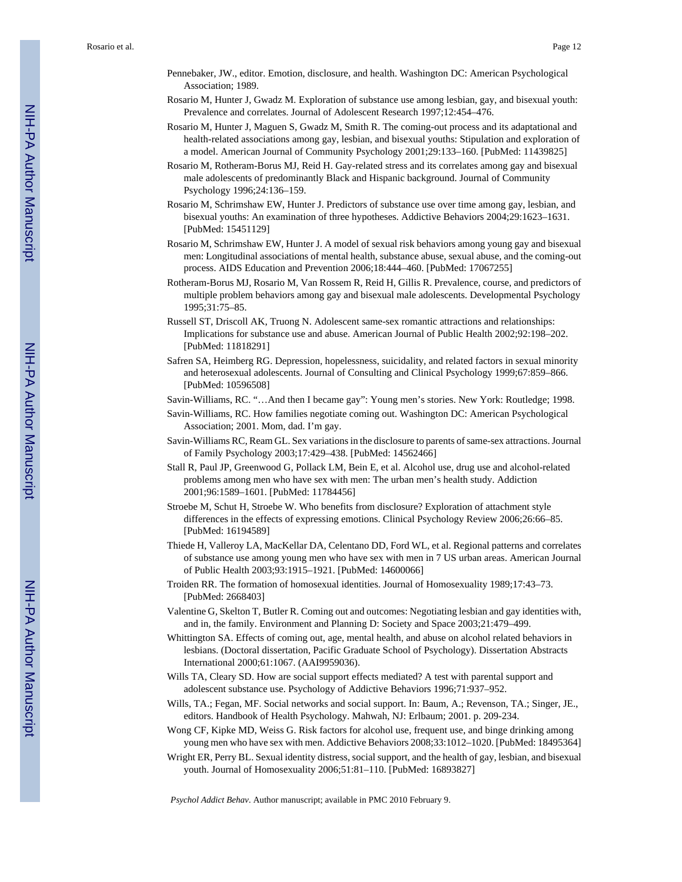Pennebaker, JW., editor. Emotion, disclosure, and health. Washington DC: American Psychological Association; 1989.

Rosario M, Hunter J, Gwadz M. Exploration of substance use among lesbian, gay, and bisexual youth: Prevalence and correlates. Journal of Adolescent Research 1997;12:454–476.

Rosario M, Hunter J, Maguen S, Gwadz M, Smith R. The coming-out process and its adaptational and health-related associations among gay, lesbian, and bisexual youths: Stipulation and exploration of a model. American Journal of Community Psychology 2001;29:133–160. [PubMed: 11439825]

Rosario M, Rotheram-Borus MJ, Reid H. Gay-related stress and its correlates among gay and bisexual male adolescents of predominantly Black and Hispanic background. Journal of Community Psychology 1996;24:136–159.

Rosario M, Schrimshaw EW, Hunter J. Predictors of substance use over time among gay, lesbian, and bisexual youths: An examination of three hypotheses. Addictive Behaviors 2004;29:1623–1631. [PubMed: 15451129]

Rosario M, Schrimshaw EW, Hunter J. A model of sexual risk behaviors among young gay and bisexual men: Longitudinal associations of mental health, substance abuse, sexual abuse, and the coming-out process. AIDS Education and Prevention 2006;18:444–460. [PubMed: 17067255]

Rotheram-Borus MJ, Rosario M, Van Rossem R, Reid H, Gillis R. Prevalence, course, and predictors of multiple problem behaviors among gay and bisexual male adolescents. Developmental Psychology 1995;31:75–85.

Russell ST, Driscoll AK, Truong N. Adolescent same-sex romantic attractions and relationships: Implications for substance use and abuse. American Journal of Public Health 2002;92:198–202. [PubMed: 11818291]

Safren SA, Heimberg RG. Depression, hopelessness, suicidality, and related factors in sexual minority and heterosexual adolescents. Journal of Consulting and Clinical Psychology 1999;67:859–866. [PubMed: 10596508]

Savin-Williams, RC. "…And then I became gay": Young men's stories. New York: Routledge; 1998.

Savin-Williams, RC. How families negotiate coming out. Washington DC: American Psychological Association; 2001. Mom, dad. I'm gay.

Savin-Williams RC, Ream GL. Sex variations in the disclosure to parents of same-sex attractions. Journal of Family Psychology 2003;17:429–438. [PubMed: 14562466]

Stall R, Paul JP, Greenwood G, Pollack LM, Bein E, et al. Alcohol use, drug use and alcohol-related problems among men who have sex with men: The urban men's health study. Addiction 2001;96:1589–1601. [PubMed: 11784456]

Stroebe M, Schut H, Stroebe W. Who benefits from disclosure? Exploration of attachment style differences in the effects of expressing emotions. Clinical Psychology Review 2006;26:66–85. [PubMed: 16194589]

Thiede H, Valleroy LA, MacKellar DA, Celentano DD, Ford WL, et al. Regional patterns and correlates of substance use among young men who have sex with men in 7 US urban areas. American Journal of Public Health 2003;93:1915–1921. [PubMed: 14600066]

Troiden RR. The formation of homosexual identities. Journal of Homosexuality 1989;17:43–73. [PubMed: 2668403]

Valentine G, Skelton T, Butler R. Coming out and outcomes: Negotiating lesbian and gay identities with, and in, the family. Environment and Planning D: Society and Space 2003;21:479–499.

Whittington SA. Effects of coming out, age, mental health, and abuse on alcohol related behaviors in lesbians. (Doctoral dissertation, Pacific Graduate School of Psychology). Dissertation Abstracts International 2000;61:1067. (AAI9959036).

Wills TA, Cleary SD. How are social support effects mediated? A test with parental support and adolescent substance use. Psychology of Addictive Behaviors 1996;71:937–952.

Wills, TA.; Fegan, MF. Social networks and social support. In: Baum, A.; Revenson, TA.; Singer, JE., editors. Handbook of Health Psychology. Mahwah, NJ: Erlbaum; 2001. p. 209-234.

Wong CF, Kipke MD, Weiss G. Risk factors for alcohol use, frequent use, and binge drinking among young men who have sex with men. Addictive Behaviors 2008;33:1012–1020. [PubMed: 18495364]

Wright ER, Perry BL. Sexual identity distress, social support, and the health of gay, lesbian, and bisexual youth. Journal of Homosexuality 2006;51:81–110. [PubMed: 16893827]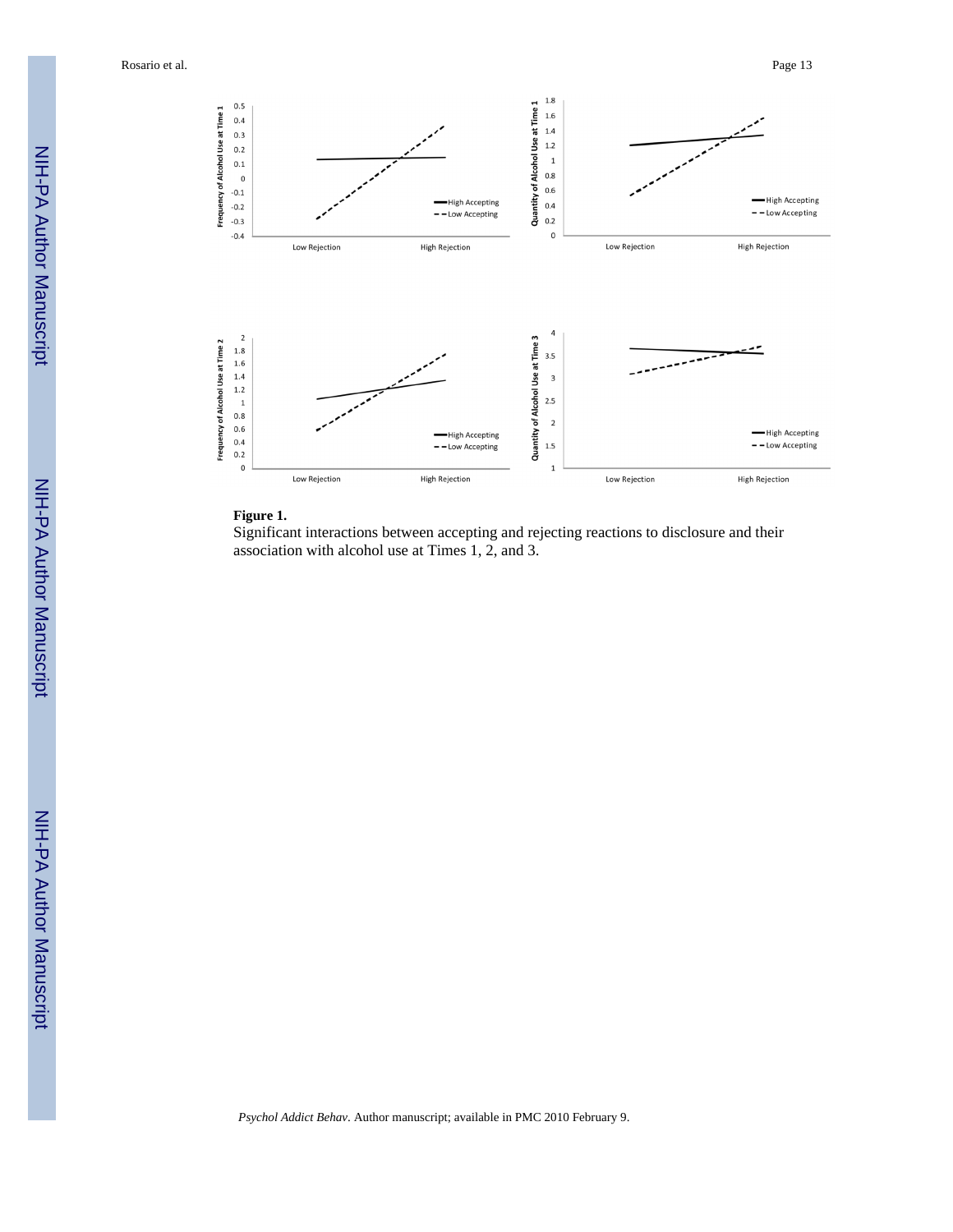**Figure 1.**

Significant interactions between accepting and rejecting reactions to disclosure and their association with alcohol use at Times 1, 2, and 3.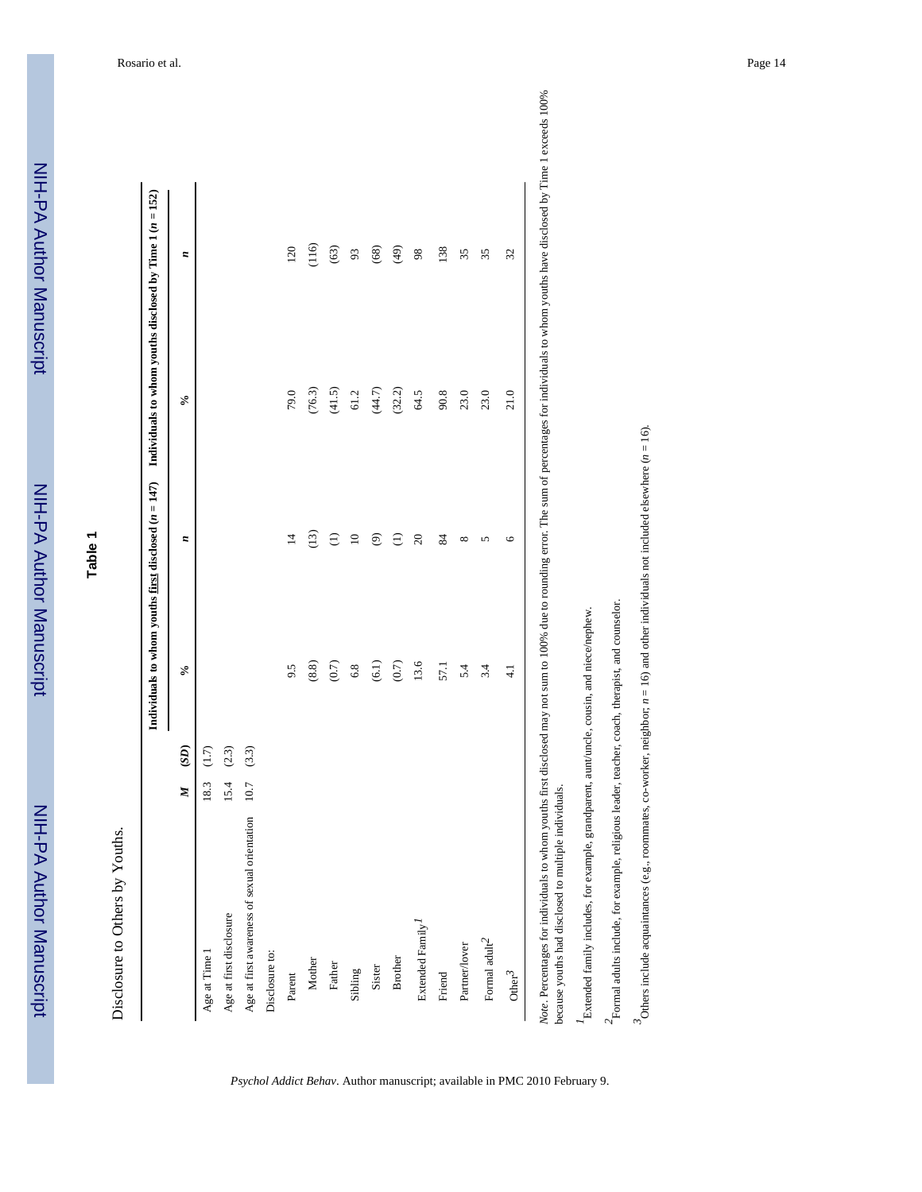**Table 1**

Disclosure to Others by Youths.

| | *M* | (*SD*) | Individuals to whom youths first disclosed (*n* = 147) | | Individuals to whom youths disclosed by Time 1 (*n* = 152) | |
|---|---|---|---|---|---|---|
| | | | % | *n* | % | *n* |
| Age at Time 1 | 18.3 | (1.7) | | | | |
| Age at first disclosure | 15.4 | (2.3) | | | | |
| Age at first awareness of sexual orientation | 10.7 | (3.3) | | | | |
| Disclosure to: | | | | | | |
| Parent | | | 9.5 | 14 | 79.0 | 120 |
| Mother | | | (8.8) | (13) | (76.3) | (116) |
| Father | | | (0.7) | (1) | (41.5) | (63) |
| Sibling | | | 6.8 | 10 | 61.2 | 93 |
| Sister | | | (6.1) | (9) | (44.7) | (68) |
| Brother | | | (0.7) | (1) | (32.2) | (49) |
| Extended Family[1] | | | 13.6 | 20 | 64.5 | 98 |
| Friend | | | 57.1 | 84 | 90.8 | 138 |
| Partner/lover | | | 5.4 | 8 | 23.0 | 35 |
| Formal adult[2] | | | 3.4 | 5 | 23.0 | 35 |
| Other[3] | | | 4.1 | 6 | 21.0 | 32 |

*Note*. Percentages for individuals to whom youths first disclosed may not sum to 100% due to rounding error. The sum of percentages for individuals to whom youths have disclosed by Time 1 exceeds 100% because youths had disclosed to multiple individuals.

[1]Extended family includes, for example, grandparent, aunt/uncle, cousin, and niece/nephew.

[2]Formal adults include, for example, religious leader, teacher, coach, therapist, and counselor.

[3]Others include acquaintances (e.g., roommates, co-worker, neighbor; *n* = 16) and other individuals not included elsewhere (*n* = 16).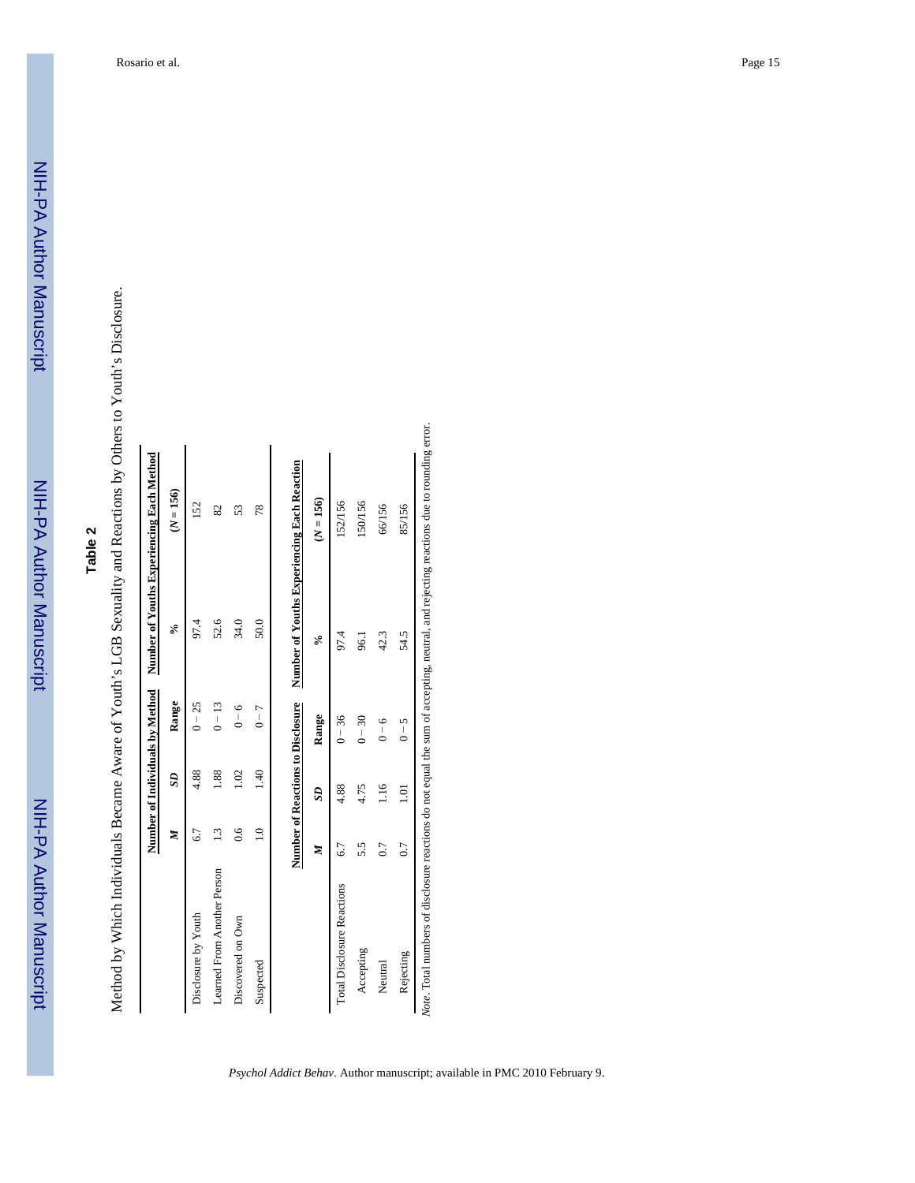**Table 2**

Method by Which Individuals Became Aware of Youth's LGB Sexuality and Reactions by Others to Youth's Disclosure.

| | Number of Individuals by Method | | | Number of Youths Experiencing Each Method | |
|---|---|---|---|---|---|
| | *M* | *SD* | Range | % | (*N* = 156) |
| Disclosure by Youth | 6.7 | 4.88 | 0 − 25 | 97.4 | 152 |
| Learned From Another Person | 1.3 | 1.88 | 0 − 13 | 52.6 | 82 |
| Discovered on Own | 0.6 | 1.02 | 0 − 6 | 34.0 | 53 |
| Suspected | 1.0 | 1.40 | 0 − 7 | 50.0 | 78 |

| | Number of Reactions to Disclosure | | | Number of Youths Experiencing Each Reaction | |
|---|---|---|---|---|---|
| | *M* | *SD* | Range | % | (*N* = 156) |
| Total Disclosure Reactions | 6.7 | 4.88 | 0 − 36 | 97.4 | 152/156 |
| Accepting | 5.5 | 4.75 | 0 − 30 | 96.1 | 150/156 |
| Neutral | 0.7 | 1.16 | 0 − 6 | 42.3 | 66/156 |
| Rejecting | 0.7 | 1.01 | 0 − 5 | 54.5 | 85/156 |

*Note*. Total numbers of disclosure reactions do not equal the sum of accepting, neutral, and rejecting reactions due to rounding error.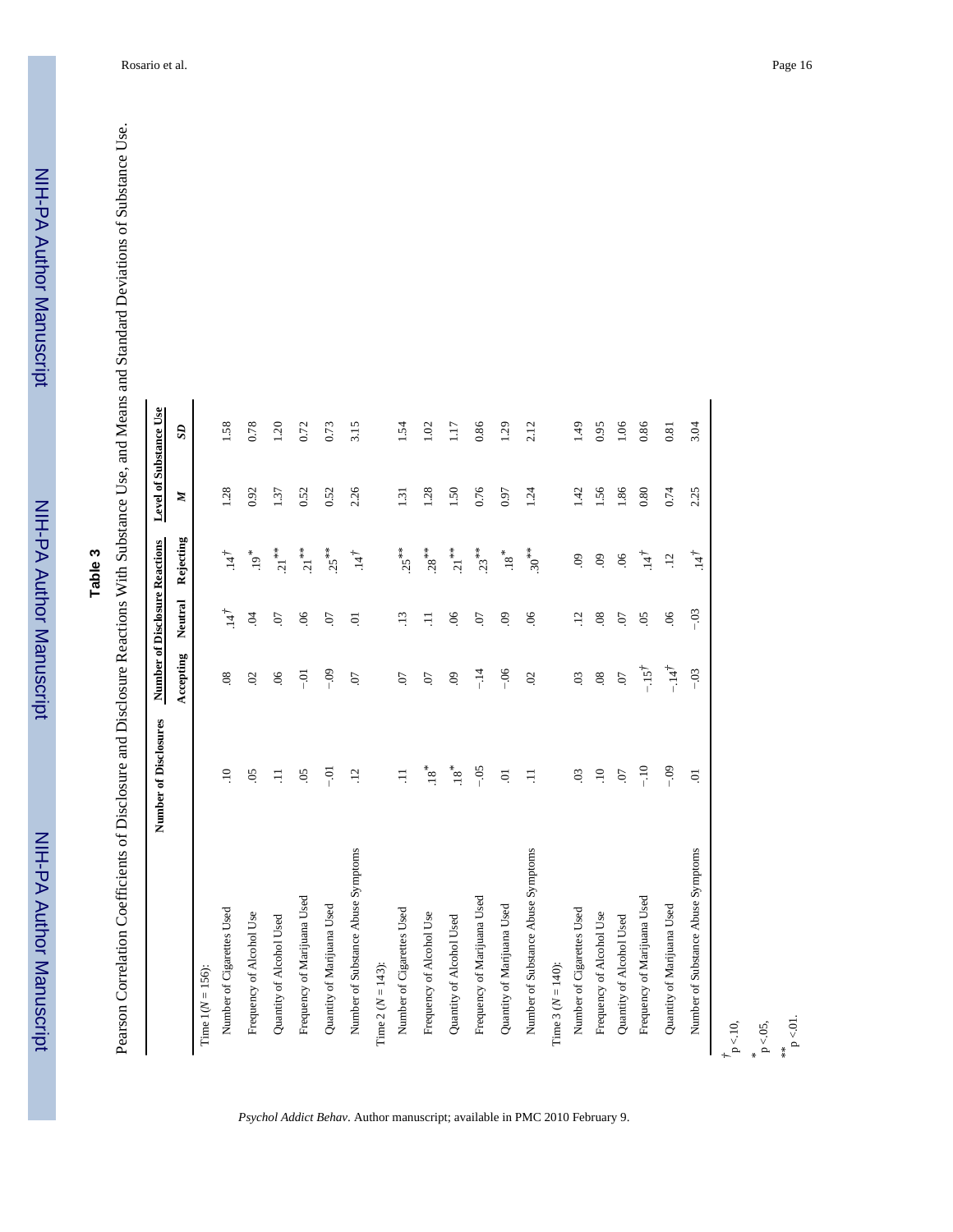## Table 3

Pearson Correlation Coefficients of Disclosure and Disclosure Reactions With Substance Use, and Means and Standard Deviations of Substance Use.

| | Number of Disclosures | Number of Disclosure Reactions | | | Level of Substance Use | |
|---|---|---|---|---|---|---|
| | | Accepting | Neutral | Rejecting | *M* | *SD* |
| Time 1 (*N* = 156): | | | | | | |
| Number of Cigarettes Used | .10 | .08 | .14[†] | .14[†] | 1.28 | 1.58 |
| Frequency of Alcohol Use | .05 | .02 | .04 | .19[*] | 0.92 | 0.78 |
| Quantity of Alcohol Used | .11 | .06 | .07 | .21[**] | 1.37 | 1.20 |
| Frequency of Marijuana Used | .05 | −.01 | .06 | .21[**] | 0.52 | 0.72 |
| Quantity of Marijuana Used | −.01 | −.09 | .07 | .25[**] | 0.52 | 0.73 |
| Number of Substance Abuse Symptoms | .12 | .07 | .01 | .14[†] | 2.26 | 3.15 |
| Time 2 (*N* = 143): | | | | | | |
| Number of Cigarettes Used | .11 | .07 | .13 | .25[**] | 1.31 | 1.54 |
| Frequency of Alcohol Use | .18[*] | .07 | .11 | .28[**] | 1.28 | 1.02 |
| Quantity of Alcohol Used | .18[*] | .09 | .06 | .21[**] | 1.50 | 1.17 |
| Frequency of Marijuana Used | −.05 | −.14 | .07 | .23[**] | 0.76 | 0.86 |
| Quantity of Marijuana Used | .01 | −.06 | .09 | .18[*] | 0.97 | 1.29 |
| Number of Substance Abuse Symptoms | .11 | .02 | .06 | .30[**] | 1.24 | 2.12 |
| Time 3 (*N* = 140): | | | | | | |
| Number of Cigarettes Used | .03 | .03 | .12 | .09 | 1.42 | 1.49 |
| Frequency of Alcohol Use | .10 | .08 | .08 | .09 | 1.56 | 0.95 |
| Quantity of Alcohol Used | .07 | .07 | .07 | .06 | 1.86 | 1.06 |
| Frequency of Marijuana Used | −.10 | −.15[†] | .05 | .14[†] | 0.80 | 0.86 |
| Quantity of Marijuana Used | −.09 | −.14[†] | .06 | .12 | 0.74 | 0.81 |
| Number of Substance Abuse Symptoms | .01 | −.03 | −.03 | .14[†] | 2.25 | 3.04 |

[†] $p < .10$,

[*] $p < .05$,

[**] $p < .01$.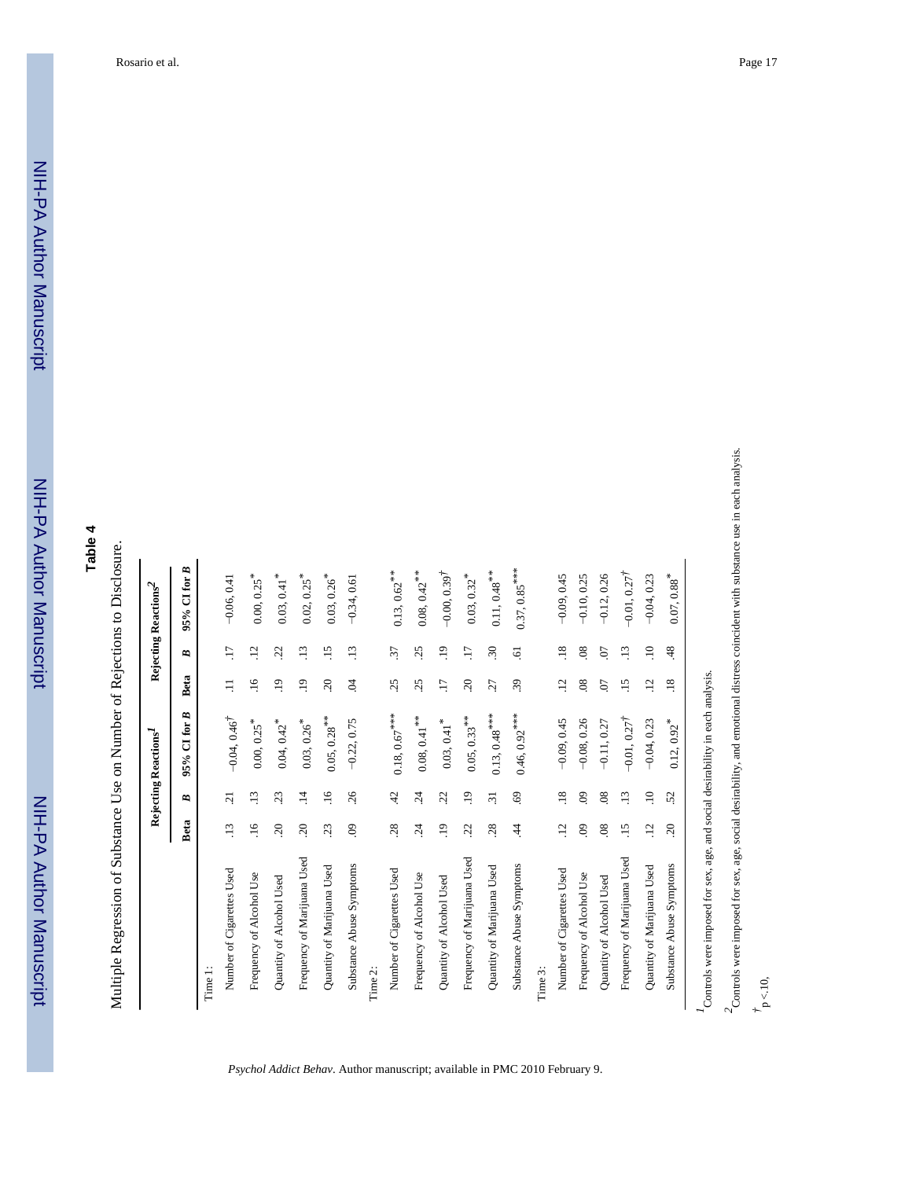## Table 4

Multiple Regression of Substance Use on Number of Rejections to Disclosure.

| | Rejecting Reactions[1] | | | Rejecting Reactions[2] | | |
|---|---|---|---|---|---|---|
| | Beta | *B* | 95% CI for *B* | Beta | *B* | 95% CI for *B* |
| Time 1: | | | | | | |
| Number of Cigarettes Used | .13 | .21 | −0.04, 0.46† | .11 | .17 | −0.06, 0.41 |
| Frequency of Alcohol Use | .16 | .13 | 0.00, 0.25* | .16 | .12 | 0.00, 0.25* |
| Quantity of Alcohol Used | .20 | .23 | 0.04, 0.42* | .19 | .22 | 0.03, 0.41* |
| Frequency of Marijuana Used | .20 | .14 | 0.03, 0.26* | .19 | .13 | 0.02, 0.25* |
| Quantity of Marijuana Used | .23 | .16 | 0.05, 0.28** | .20 | .15 | 0.03, 0.26* |
| Substance Abuse Symptoms | .09 | .26 | −0.22, 0.75 | .04 | .13 | −0.34, 0.61 |
| Time 2: | | | | | | |
| Number of Cigarettes Used | .28 | .42 | 0.18, 0.67*** | .25 | .37 | 0.13, 0.62** |
| Frequency of Alcohol Use | .24 | .24 | 0.08, 0.41** | .25 | .25 | 0.08, 0.42** |
| Quantity of Alcohol Used | .19 | .22 | 0.03, 0.41* | .17 | .19 | −0.00, 0.39† |
| Frequency of Marijuana Used | .22 | .19 | 0.05, 0.33** | .20 | .17 | 0.03, 0.32* |
| Quantity of Marijuana Used | .28 | .31 | 0.13, 0.48*** | .27 | .30 | 0.11, 0.48** |
| Substance Abuse Symptoms | .44 | .69 | 0.46, 0.92*** | .39 | .61 | 0.37, 0.85*** |
| Time 3: | | | | | | |
| Number of Cigarettes Used | .12 | .18 | −0.09, 0.45 | .12 | .18 | −0.09, 0.45 |
| Frequency of Alcohol Use | .09 | .09 | −0.08, 0.26 | .08 | .08 | −0.10, 0.25 |
| Quantity of Alcohol Used | .08 | .08 | −0.11, 0.27 | .07 | .07 | −0.12, 0.26 |
| Frequency of Marijuana Used | .15 | .13 | −0.01, 0.27† | .15 | .13 | −0.01, 0.27† |
| Quantity of Marijuana Used | .12 | .10 | −0.04, 0.23 | .12 | .10 | −0.04, 0.23 |
| Substance Abuse Symptoms | .20 | .52 | 0.12, 0.92* | .18 | .48 | 0.07, 0.88* |

[1] Controls were imposed for sex, age, and social desirability in each analysis.

[2] Controls were imposed for sex, age, social desirability, and emotional distress coincident with substance use in each analysis.

† $p < .10$,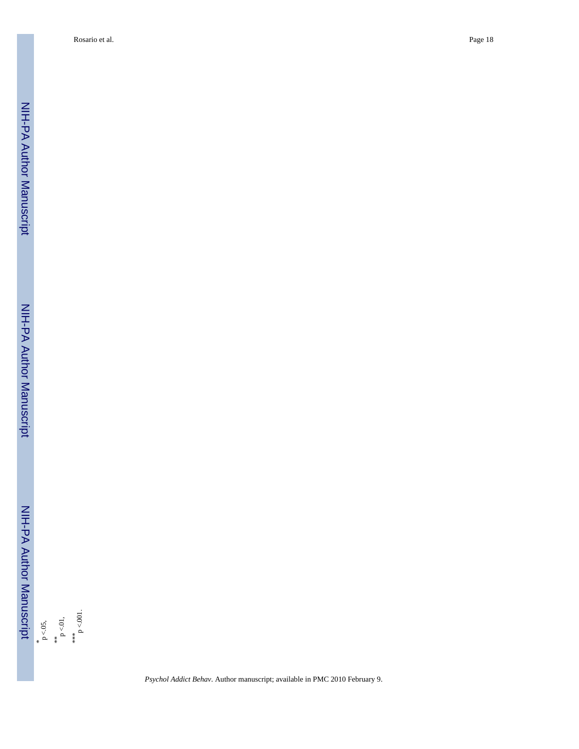*p <.05,

**p <.01,

***p <.001.